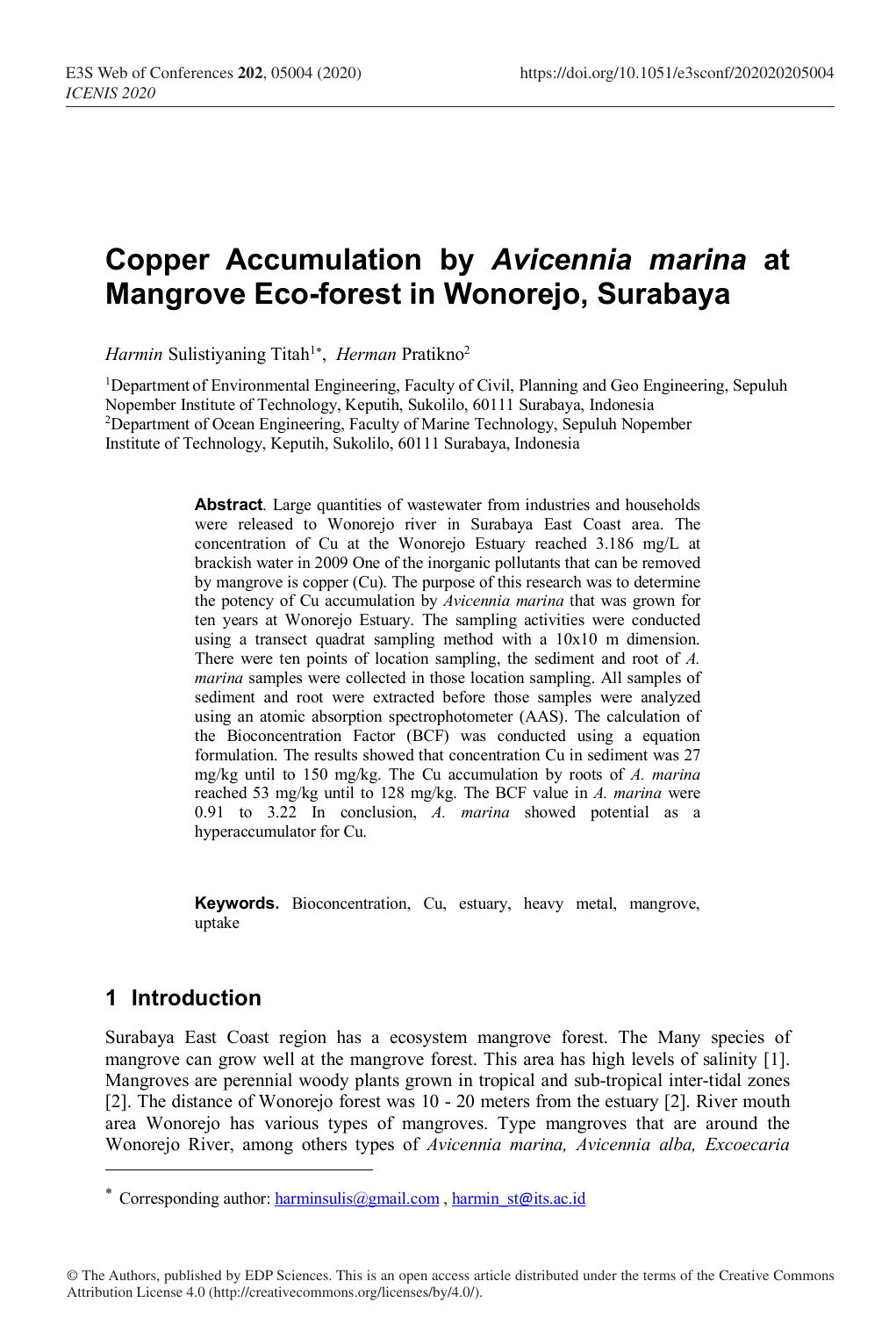# Copper Accumulation by *Avicennia marina* at Mangrove Eco-forest in Wonorejo, Surabaya

*Harmin* Sulistiyaning Titah[1*], *Herman* Pratikno[2]

[1]Department of Environmental Engineering, Faculty of Civil, Planning and Geo Engineering, Sepuluh Nopember Institute of Technology, Keputih, Sukolilo, 60111 Surabaya, Indonesia
[2]Department of Ocean Engineering, Faculty of Marine Technology, Sepuluh Nopember Institute of Technology, Keputih, Sukolilo, 60111 Surabaya, Indonesia

**Abstract**. Large quantities of wastewater from industries and households were released to Wonorejo river in Surabaya East Coast area. The concentration of Cu at the Wonorejo Estuary reached 3.186 mg/L at brackish water in 2009 One of the inorganic pollutants that can be removed by mangrove is copper (Cu). The purpose of this research was to determine the potency of Cu accumulation by *Avicennia marina* that was grown for ten years at Wonorejo Estuary. The sampling activities were conducted using a transect quadrat sampling method with a 10x10 m dimension. There were ten points of location sampling, the sediment and root of *A. marina* samples were collected in those location sampling. All samples of sediment and root were extracted before those samples were analyzed using an atomic absorption spectrophotometer (AAS). The calculation of the Bioconcentration Factor (BCF) was conducted using a equation formulation. The results showed that concentration Cu in sediment was 27 mg/kg until to 150 mg/kg. The Cu accumulation by roots of *A. marina* reached 53 mg/kg until to 128 mg/kg. The BCF value in *A. marina* were 0.91 to 3.22 In conclusion, *A. marina* showed potential as a hyperaccumulator for Cu.

**Keywords.** Bioconcentration, Cu, estuary, heavy metal, mangrove, uptake

## 1 Introduction

Surabaya East Coast region has a ecosystem mangrove forest. The Many species of mangrove can grow well at the mangrove forest. This area has high levels of salinity [1]. Mangroves are perennial woody plants grown in tropical and sub-tropical inter-tidal zones [2]. The distance of Wonorejo forest was 10 - 20 meters from the estuary [2]. River mouth area Wonorejo has various types of mangroves. Type mangroves that are around the Wonorejo River, among others types of *Avicennia marina, Avicennia alba, Excoecaria*

---

* Corresponding author: harminsulis@gmail.com , harmin_st@its.ac.id

© The Authors, published by EDP Sciences. This is an open access article distributed under the terms of the Creative Commons Attribution License 4.0 (http://creativecommons.org/licenses/by/4.0/).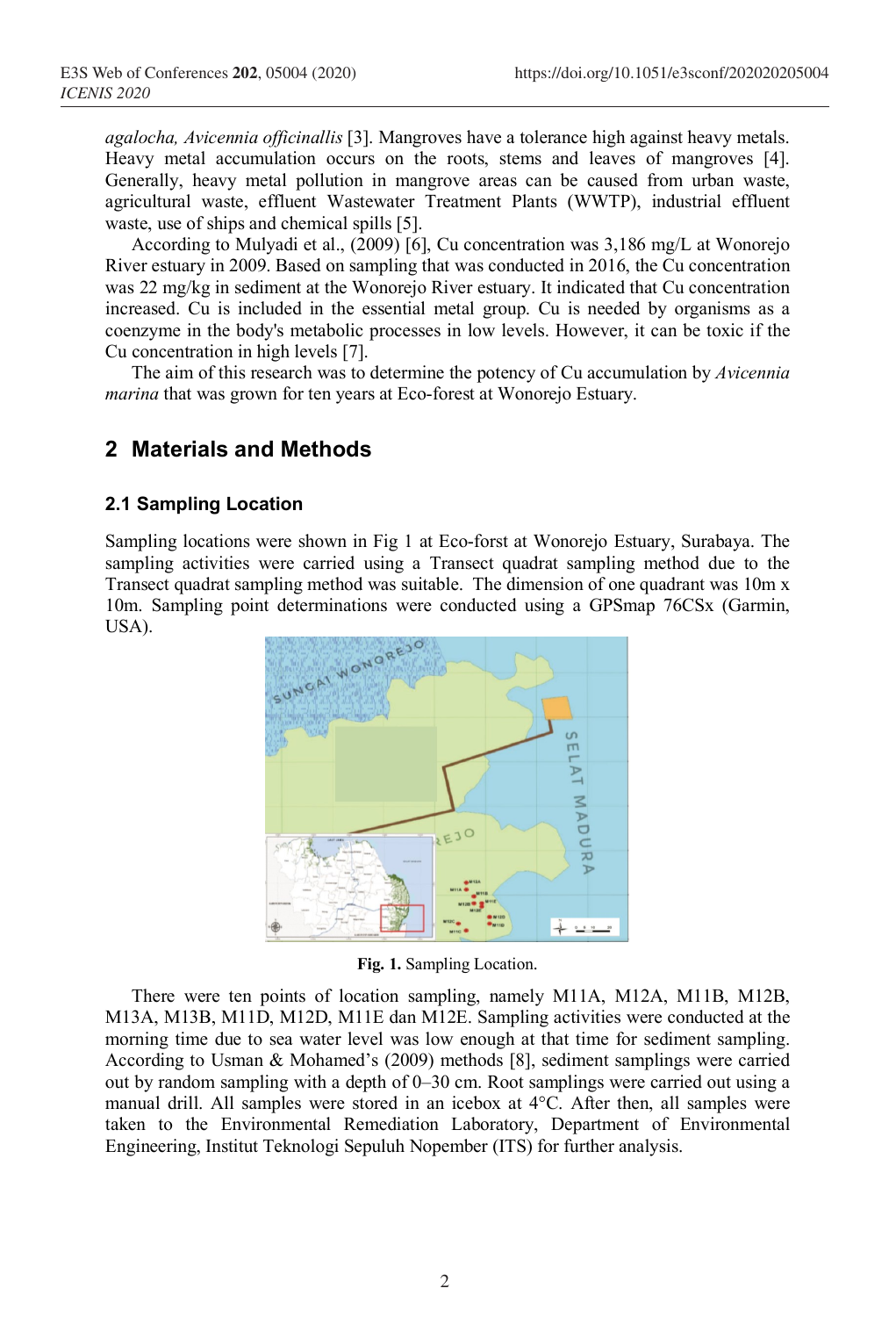*agalocha, Avicennia officinallis* [3]. Mangroves have a tolerance high against heavy metals. Heavy metal accumulation occurs on the roots, stems and leaves of mangroves [4]. Generally, heavy metal pollution in mangrove areas can be caused from urban waste, agricultural waste, effluent Wastewater Treatment Plants (WWTP), industrial effluent waste, use of ships and chemical spills [5].

According to Mulyadi et al., (2009) [6], Cu concentration was 3,186 mg/L at Wonorejo River estuary in 2009. Based on sampling that was conducted in 2016, the Cu concentration was 22 mg/kg in sediment at the Wonorejo River estuary. It indicated that Cu concentration increased. Cu is included in the essential metal group. Cu is needed by organisms as a coenzyme in the body's metabolic processes in low levels. However, it can be toxic if the Cu concentration in high levels [7].

The aim of this research was to determine the potency of Cu accumulation by *Avicennia marina* that was grown for ten years at Eco-forest at Wonorejo Estuary.

## 2 Materials and Methods

### 2.1 Sampling Location

Sampling locations were shown in Fig 1 at Eco-forst at Wonorejo Estuary, Surabaya. The sampling activities were carried using a Transect quadrat sampling method due to the Transect quadrat sampling method was suitable. The dimension of one quadrant was 10m x 10m. Sampling point determinations were conducted using a GPSmap 76CSx (Garmin, USA).

**Fig. 1.** Sampling Location.

There were ten points of location sampling, namely M11A, M12A, M11B, M12B, M13A, M13B, M11D, M12D, M11E dan M12E. Sampling activities were conducted at the morning time due to sea water level was low enough at that time for sediment sampling. According to Usman & Mohamed's (2009) methods [8], sediment samplings were carried out by random sampling with a depth of 0–30 cm. Root samplings were carried out using a manual drill. All samples were stored in an icebox at 4°C. After then, all samples were taken to the Environmental Remediation Laboratory, Department of Environmental Engineering, Institut Teknologi Sepuluh Nopember (ITS) for further analysis.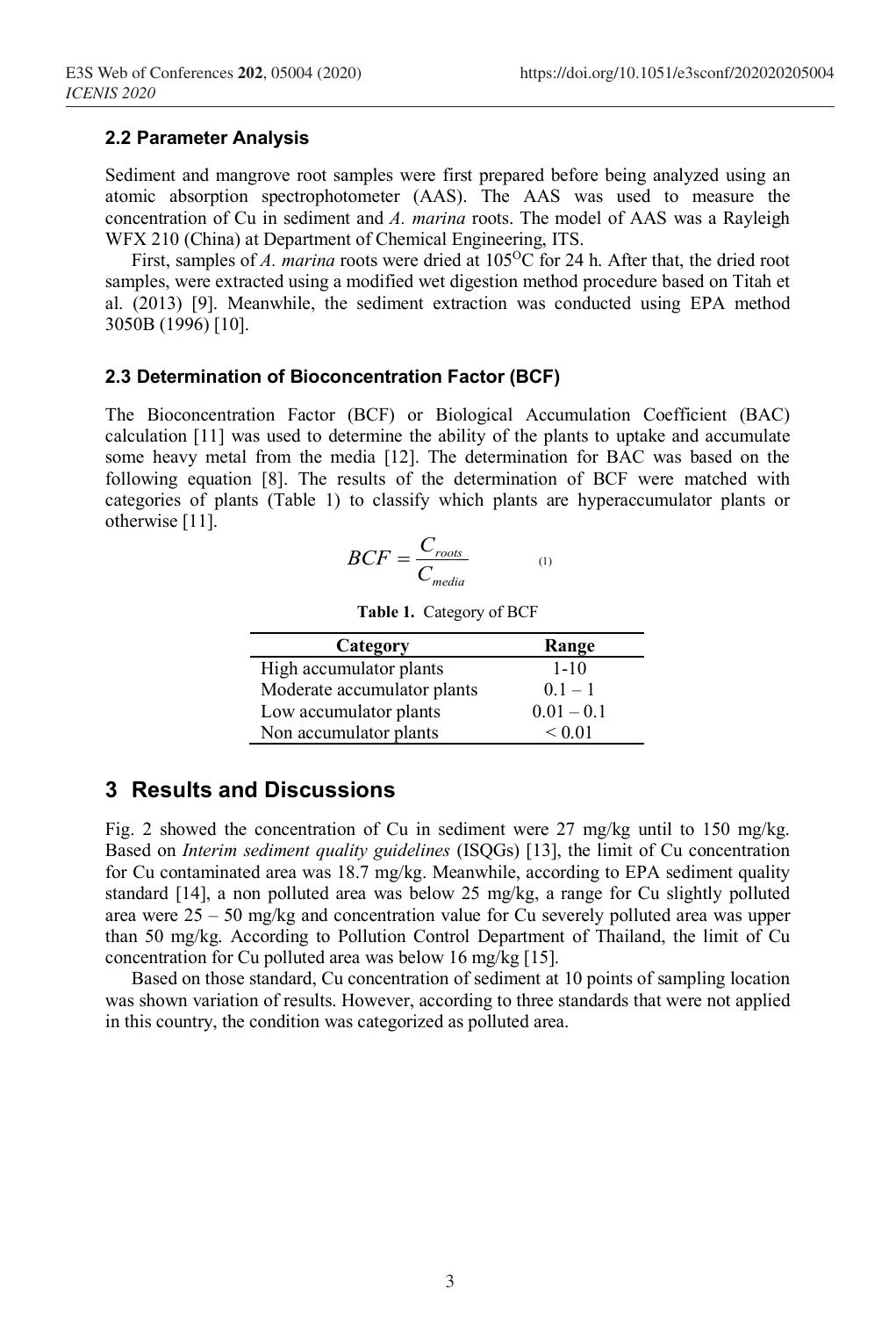### 2.2 Parameter Analysis

Sediment and mangrove root samples were first prepared before being analyzed using an atomic absorption spectrophotometer (AAS). The AAS was used to measure the concentration of Cu in sediment and *A. marina* roots. The model of AAS was a Rayleigh WFX 210 (China) at Department of Chemical Engineering, ITS.

First, samples of *A. marina* roots were dried at $105^{O}C$ for 24 h. After that, the dried root samples, were extracted using a modified wet digestion method procedure based on Titah et al. (2013) [9]. Meanwhile, the sediment extraction was conducted using EPA method 3050B (1996) [10].

### 2.3 Determination of Bioconcentration Factor (BCF)

The Bioconcentration Factor (BCF) or Biological Accumulation Coefficient (BAC) calculation [11] was used to determine the ability of the plants to uptake and accumulate some heavy metal from the media [12]. The determination for BAC was based on the following equation [8]. The results of the determination of BCF were matched with categories of plants (Table 1) to classify which plants are hyperaccumulator plants or otherwise [11].

$$BCF = \frac{C_{roots}}{C_{media}} \qquad (1)$$

**Table 1.** Category of BCF

| Category | Range |
|---|---|
| High accumulator plants | 1-10 |
| Moderate accumulator plants | 0.1 – 1 |
| Low accumulator plants | 0.01 – 0.1 |
| Non accumulator plants | < 0.01 |

## 3 Results and Discussions

Fig. 2 showed the concentration of Cu in sediment were 27 mg/kg until to 150 mg/kg. Based on *Interim sediment quality guidelines* (ISQGs) [13], the limit of Cu concentration for Cu contaminated area was 18.7 mg/kg. Meanwhile, according to EPA sediment quality standard [14], a non polluted area was below 25 mg/kg, a range for Cu slightly polluted area were 25 – 50 mg/kg and concentration value for Cu severely polluted area was upper than 50 mg/kg. According to Pollution Control Department of Thailand, the limit of Cu concentration for Cu polluted area was below 16 mg/kg [15].

Based on those standard, Cu concentration of sediment at 10 points of sampling location was shown variation of results. However, according to three standards that were not applied in this country, the condition was categorized as polluted area.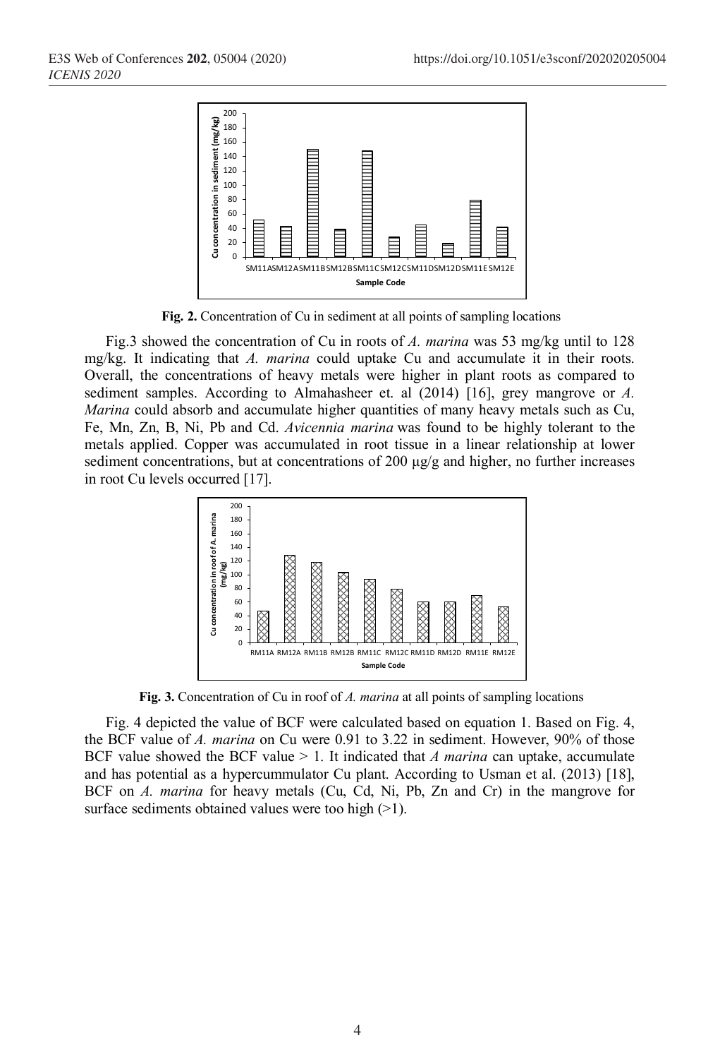**Fig. 2.** Concentration of Cu in sediment at all points of sampling locations

Fig.3 showed the concentration of Cu in roots of *A. marina* was 53 mg/kg until to 128 mg/kg. It indicating that *A. marina* could uptake Cu and accumulate it in their roots. Overall, the concentrations of heavy metals were higher in plant roots as compared to sediment samples. According to Almahasheer et. al (2014) [16], grey mangrove or *A. Marina* could absorb and accumulate higher quantities of many heavy metals such as Cu, Fe, Mn, Zn, B, Ni, Pb and Cd. *Avicennia marina* was found to be highly tolerant to the metals applied. Copper was accumulated in root tissue in a linear relationship at lower sediment concentrations, but at concentrations of 200 µg/g and higher, no further increases in root Cu levels occurred [17].

**Fig. 3.** Concentration of Cu in roof of *A. marina* at all points of sampling locations

Fig. 4 depicted the value of BCF were calculated based on equation 1. Based on Fig. 4, the BCF value of *A. marina* on Cu were 0.91 to 3.22 in sediment. However, 90% of those BCF value showed the BCF value > 1. It indicated that *A marina* can uptake, accumulate and has potential as a hypercummulator Cu plant. According to Usman et al. (2013) [18], BCF on *A. marina* for heavy metals (Cu, Cd, Ni, Pb, Zn and Cr) in the mangrove for surface sediments obtained values were too high (>1).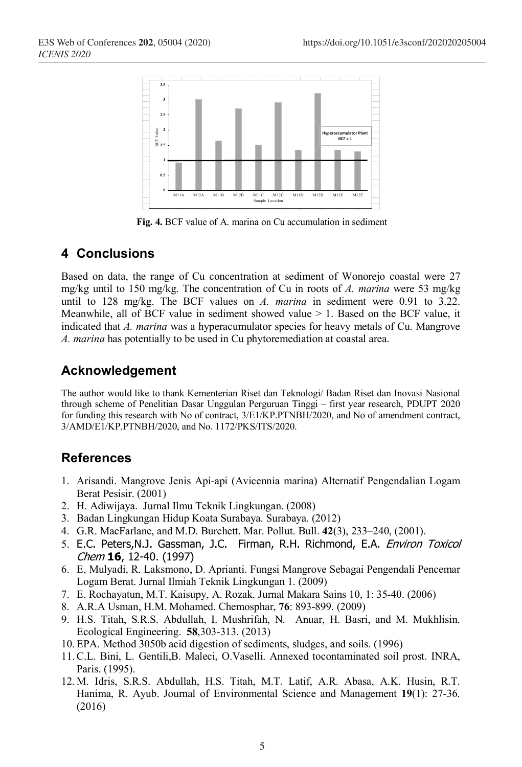Fig. 4. BCF value of A. marina on Cu accumulation in sediment

## 4 Conclusions

Based on data, the range of Cu concentration at sediment of Wonorejo coastal were 27 mg/kg until to 150 mg/kg. The concentration of Cu in roots of *A. marina* were 53 mg/kg until to 128 mg/kg. The BCF values on *A. marina* in sediment were 0.91 to 3.22. Meanwhile, all of BCF value in sediment showed value > 1. Based on the BCF value, it indicated that *A. marina* was a hyperacumulator species for heavy metals of Cu. Mangrove *A. marina* has potentially to be used in Cu phytoremediation at coastal area.

## Acknowledgement

The author would like to thank Kementerian Riset dan Teknologi/ Badan Riset dan Inovasi Nasional through scheme of Penelitian Dasar Unggulan Perguruan Tinggi – first year research, PDUPT 2020 for funding this research with No of contract, 3/E1/KP.PTNBH/2020, and No of amendment contract, 3/AMD/E1/KP.PTNBH/2020, and No. 1172/PKS/ITS/2020.

## References

1. Arisandi. Mangrove Jenis Api-api (Avicennia marina) Alternatif Pengendalian Logam Berat Pesisir. (2001)
2. H. Adiwijaya. Jurnal Ilmu Teknik Lingkungan. (2008)
3. Badan Lingkungan Hidup Koata Surabaya. Surabaya. (2012)
4. G.R. MacFarlane, and M.D. Burchett. Mar. Pollut. Bull. **42**(3), 233–240, (2001).
5. E.C. Peters,N.J. Gassman, J.C. Firman, R.H. Richmond, E.A. *Environ Toxicol Chem* **16**, 12-40. (1997)
6. E, Mulyadi, R. Laksmono, D. Aprianti. Fungsi Mangrove Sebagai Pengendali Pencemar Logam Berat. Jurnal Ilmiah Teknik Lingkungan 1. (2009)
7. E. Rochayatun, M.T. Kaisupy, A. Rozak. Jurnal Makara Sains 10, 1: 35-40. (2006)
8. A.R.A Usman, H.M. Mohamed. Chemosphar, **76**: 893-899. (2009)
9. H.S. Titah, S.R.S. Abdullah, I. Mushrifah, N. Anuar, H. Basri, and M. Mukhlisin. Ecological Engineering. **58**,303-313. (2013)
10. EPA. Method 3050b acid digestion of sediments, sludges, and soils. (1996)
11. C.L. Bini, L. Gentili,B. Maleci, O.Vaselli. Annexed tocontaminated soil prost. INRA, Paris. (1995).
12. M. Idris, S.R.S. Abdullah, H.S. Titah, M.T. Latif, A.R. Abasa, A.K. Husin, R.T. Hanima, R. Ayub. Journal of Environmental Science and Management **19**(1): 27-36. (2016)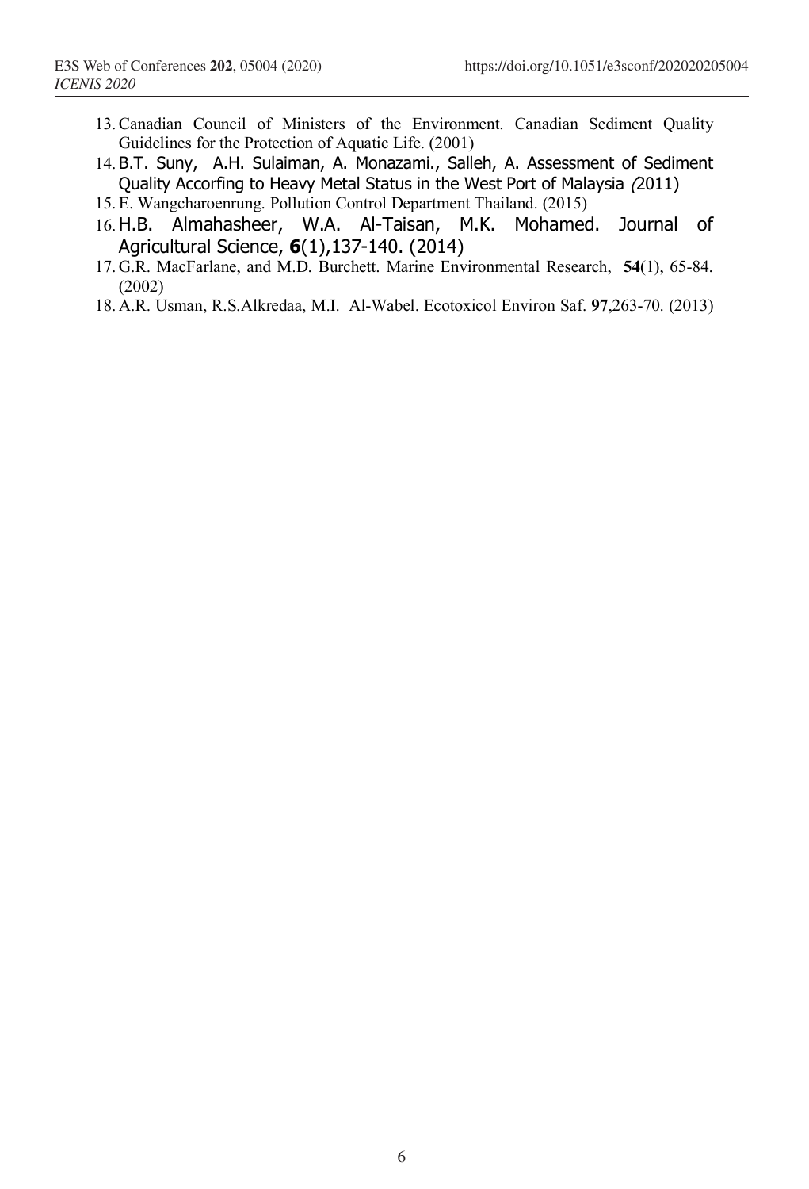13. Canadian Council of Ministers of the Environment. Canadian Sediment Quality Guidelines for the Protection of Aquatic Life. (2001)
14. B.T. Suny, A.H. Sulaiman, A. Monazami., Salleh, A. Assessment of Sediment Quality Accorfing to Heavy Metal Status in the West Port of Malaysia *(*2011)
15. E. Wangcharoenrung. Pollution Control Department Thailand. (2015)
16. H.B. Almahasheer, W.A. Al-Taisan, M.K. Mohamed. Journal of Agricultural Science, **6**(1),137-140. (2014)
17. G.R. MacFarlane, and M.D. Burchett. Marine Environmental Research, **54**(1), 65-84. (2002)
18. A.R. Usman, R.S.Alkredaa, M.I. Al-Wabel. Ecotoxicol Environ Saf. **97**,263-70. (2013)